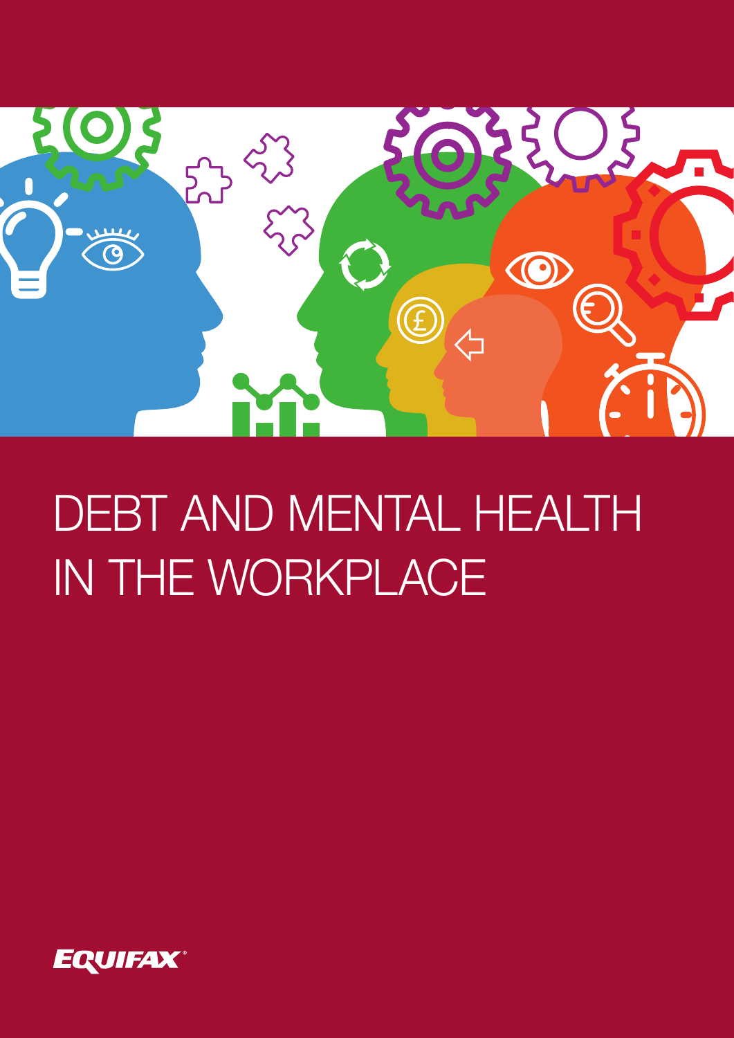# DEBT AND MENTAL HEALTH IN THE WORKPLACE

EQUIFAX®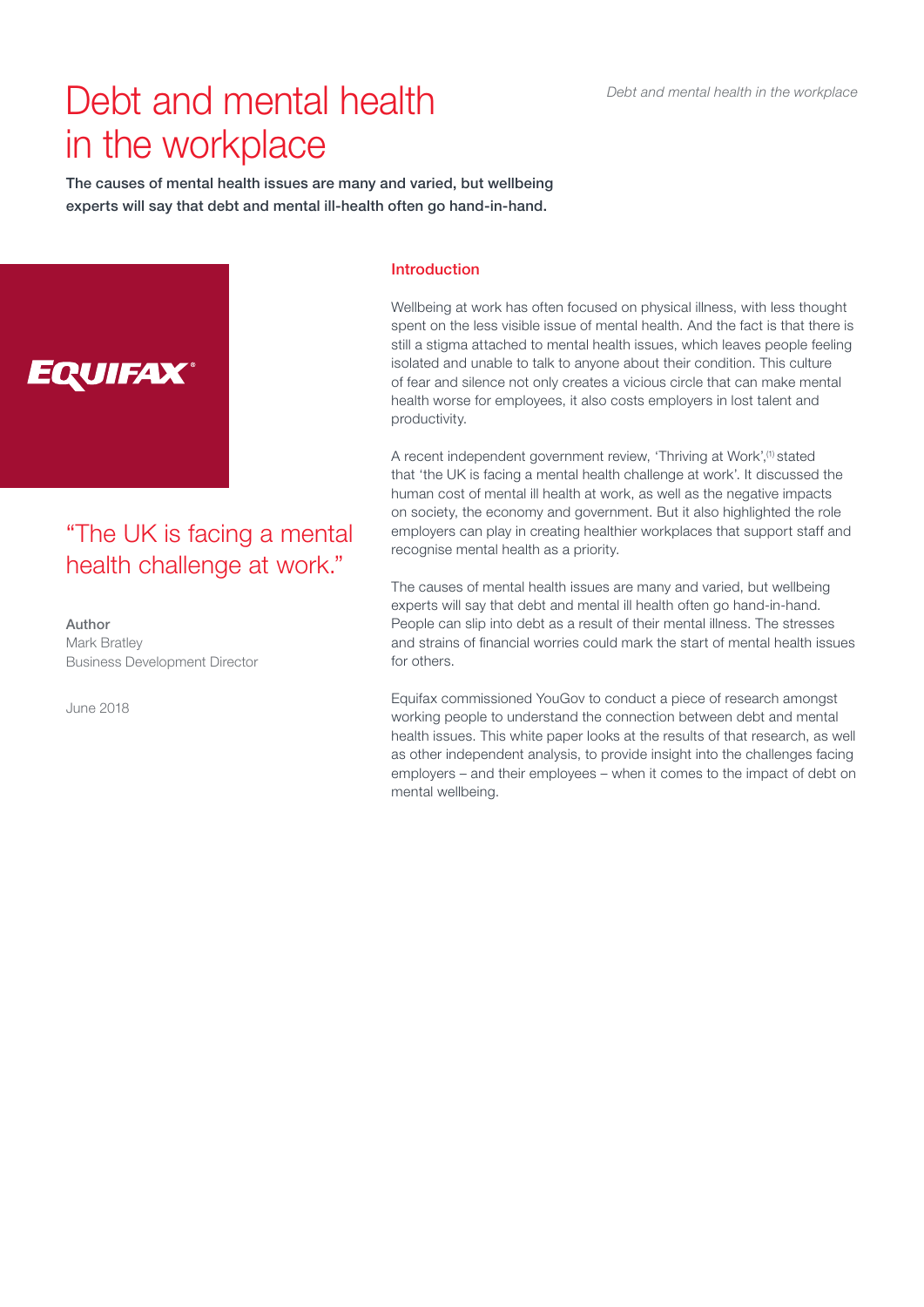# Debt and mental health in the workplace

**The causes of mental health issues are many and varied, but wellbeing experts will say that debt and mental ill-health often go hand-in-hand.**

EQUIFAX

"The UK is facing a mental health challenge at work."

Author
Mark Bratley
Business Development Director

June 2018

## Introduction

Wellbeing at work has often focused on physical illness, with less thought spent on the less visible issue of mental health. And the fact is that there is still a stigma attached to mental health issues, which leaves people feeling isolated and unable to talk to anyone about their condition. This culture of fear and silence not only creates a vicious circle that can make mental health worse for employees, it also costs employers in lost talent and productivity.

A recent independent government review, 'Thriving at Work',[1] stated that 'the UK is facing a mental health challenge at work'. It discussed the human cost of mental ill health at work, as well as the negative impacts on society, the economy and government. But it also highlighted the role employers can play in creating healthier workplaces that support staff and recognise mental health as a priority.

The causes of mental health issues are many and varied, but wellbeing experts will say that debt and mental ill health often go hand-in-hand. People can slip into debt as a result of their mental illness. The stresses and strains of financial worries could mark the start of mental health issues for others.

Equifax commissioned YouGov to conduct a piece of research amongst working people to understand the connection between debt and mental health issues. This white paper looks at the results of that research, as well as other independent analysis, to provide insight into the challenges facing employers – and their employees – when it comes to the impact of debt on mental wellbeing.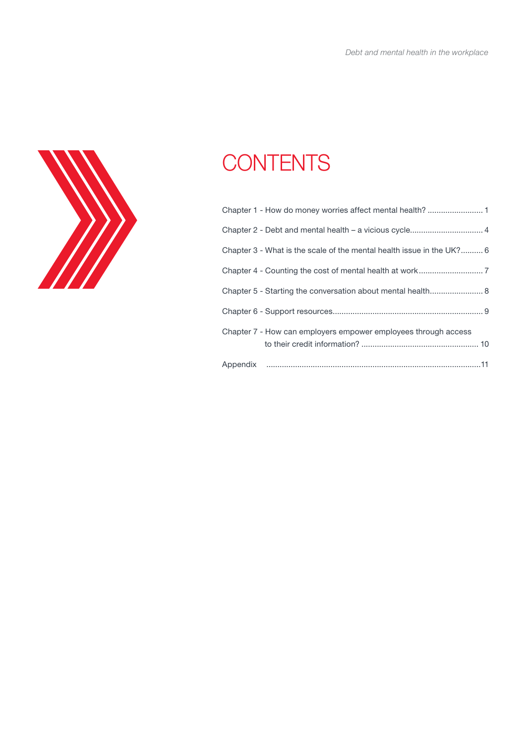# CONTENTS

Chapter 1 - How do money worries affect mental health? ......................... 1

Chapter 2 - Debt and mental health – a vicious cycle................................ 4

Chapter 3 - What is the scale of the mental health issue in the UK?.......... 6

Chapter 4 - Counting the cost of mental health at work............................ 7

Chapter 5 - Starting the conversation about mental health........................ 8

Chapter 6 - Support resources................................................................... 9

Chapter 7 - How can employers empower employees through access to their credit information? .................................................... 10

Appendix ................................................................................................11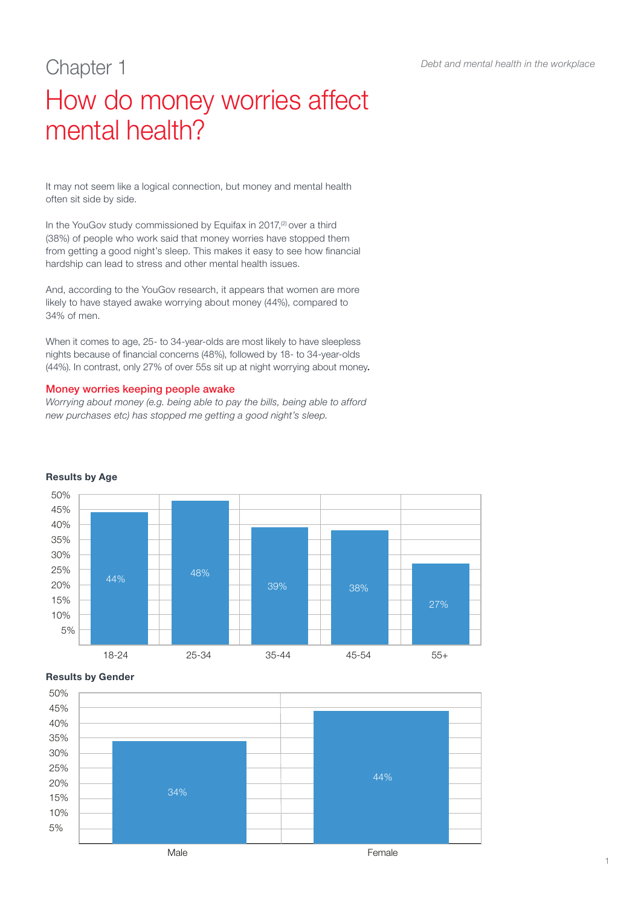# Chapter 1

## How do money worries affect mental health?

It may not seem like a logical connection, but money and mental health often sit side by side.

In the YouGov study commissioned by Equifax in 2017,[2] over a third (38%) of people who work said that money worries have stopped them from getting a good night's sleep. This makes it easy to see how financial hardship can lead to stress and other mental health issues.

And, according to the YouGov research, it appears that women are more likely to have stayed awake worrying about money (44%), compared to 34% of men.

When it comes to age, 25- to 34-year-olds are most likely to have sleepless nights because of financial concerns (48%), followed by 18- to 34-year-olds (44%). In contrast, only 27% of over 55s sit up at night worrying about money.

### Money worries keeping people awake

*Worrying about money (e.g. being able to pay the bills, being able to afford new purchases etc) has stopped me getting a good night's sleep.*

**Results by Age**

| Age | % |
|---|---|
| 18-24 | 44% |
| 25-34 | 48% |
| 35-44 | 39% |
| 45-54 | 38% |
| 55+ | 27% |

**Results by Gender**

| Gender | % |
|---|---|
| Male | 34% |
| Female | 44% |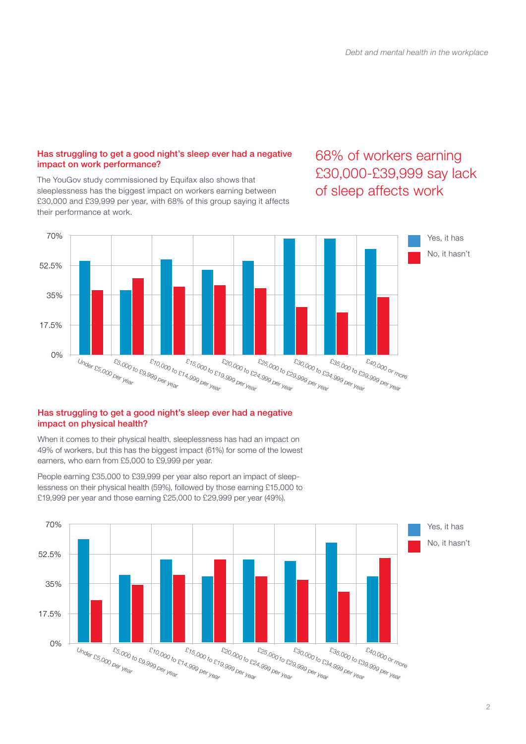### Has struggling to get a good night's sleep ever had a negative impact on work performance?

The YouGov study commissioned by Equifax also shows that sleeplessness has the biggest impact on workers earning between £30,000 and £39,999 per year, with 68% of this group saying it affects their performance at work.

## 68% of workers earning £30,000-£39,999 say lack of sleep affects work

### Has struggling to get a good night's sleep ever had a negative impact on physical health?

When it comes to their physical health, sleeplessness has had an impact on 49% of workers, but this has the biggest impact (61%) for some of the lowest earners, who earn from £5,000 to £9,999 per year.

People earning £35,000 to £39,999 per year also report an impact of sleeplessness on their physical health (59%), followed by those earning £15,000 to £19,999 per year and those earning £25,000 to £29,999 per year (49%).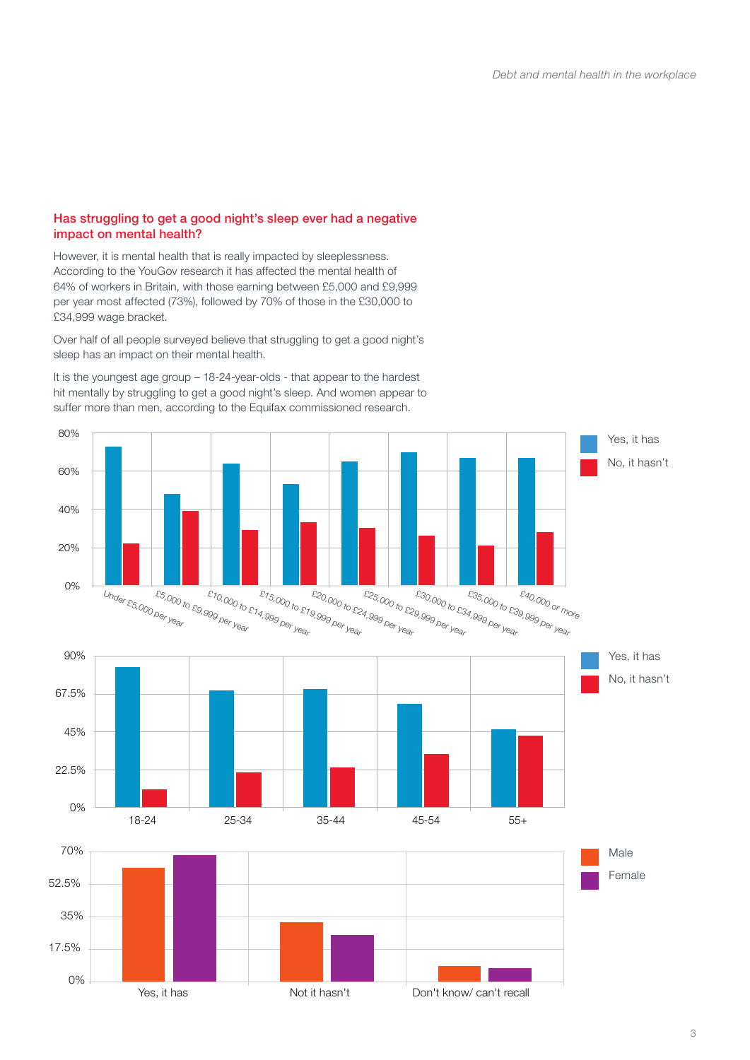### Has struggling to get a good night's sleep ever had a negative impact on mental health?

However, it is mental health that is really impacted by sleeplessness. According to the YouGov research it has affected the mental health of 64% of workers in Britain, with those earning between £5,000 and £9,999 per year most affected (73%), followed by 70% of those in the £30,000 to £34,999 wage bracket.

Over half of all people surveyed believe that struggling to get a good night's sleep has an impact on their mental health.

It is the youngest age group – 18-24-year-olds - that appear to the hardest hit mentally by struggling to get a good night's sleep. And women appear to suffer more than men, according to the Equifax commissioned research.

Yes, it has
No, it hasn't

80%
60%
40%
20%
0%

Under £5,000 per year
£5,000 to £9,999 per year
£10,000 to £14,999 per year
£15,000 to £19,999 per year
£20,000 to £24,999 per year
£25,000 to £29,999 per year
£30,000 to £34,999 per year
£35,000 to £39,999 per year
£40,000 or more

Yes, it has
No, it hasn't

90%
67.5%
45%
22.5%
0%

18-24
25-34
35-44
45-54
55+

Male
Female

70%
52.5%
35%
17.5%
0%

Yes, it has
Not it hasn't
Don't know/ can't recall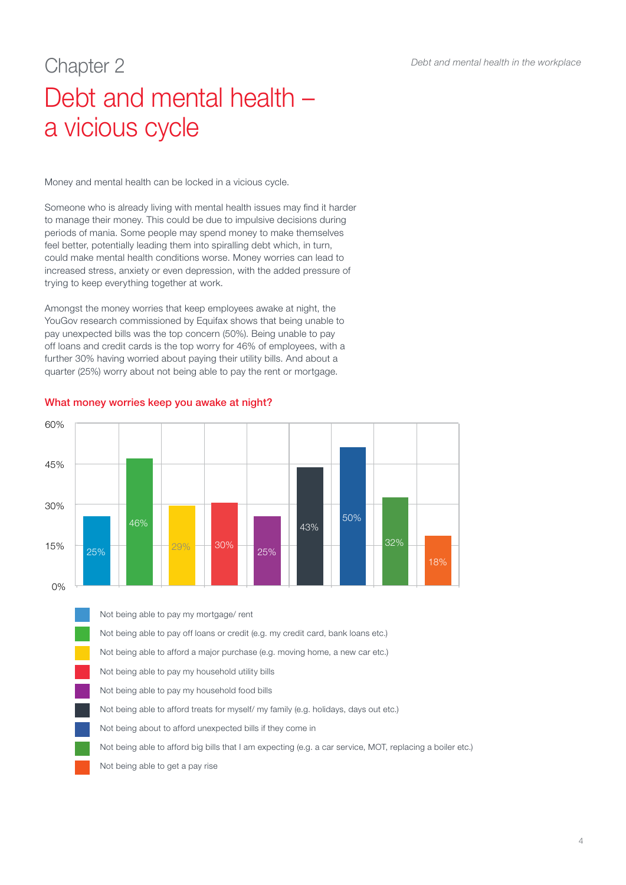Chapter 2

# Debt and mental health – a vicious cycle

Money and mental health can be locked in a vicious cycle.

Someone who is already living with mental health issues may find it harder to manage their money. This could be due to impulsive decisions during periods of mania. Some people may spend money to make themselves feel better, potentially leading them into spiralling debt which, in turn, could make mental health conditions worse. Money worries can lead to increased stress, anxiety or even depression, with the added pressure of trying to keep everything together at work.

Amongst the money worries that keep employees awake at night, the YouGov research commissioned by Equifax shows that being unable to pay unexpected bills was the top concern (50%). Being unable to pay off loans and credit cards is the top worry for 46% of employees, with a further 30% having worried about paying their utility bills. And about a quarter (25%) worry about not being able to pay the rent or mortgage.

### What money worries keep you awake at night?

| Money worry | % |
|---|---|
| Not being able to pay my mortgage/ rent | 25% |
| Not being able to pay off loans or credit (e.g. my credit card, bank loans etc.) | 46% |
| Not being able to afford a major purchase (e.g. moving home, a new car etc.) | 29% |
| Not being able to pay my household utility bills | 30% |
| Not being able to pay my household food bills | 25% |
| Not being able to afford treats for myself/ my family (e.g. holidays, days out etc.) | 43% |
| Not being about to afford unexpected bills if they come in | 50% |
| Not being able to afford big bills that I am expecting (e.g. a car service, MOT, replacing a boiler etc.) | 32% |
| Not being able to get a pay rise | 18% |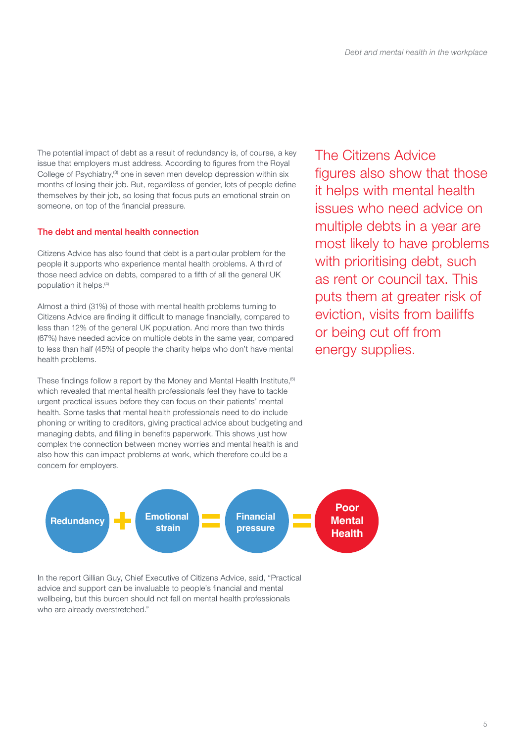The potential impact of debt as a result of redundancy is, of course, a key issue that employers must address. According to figures from the Royal College of Psychiatry,[3] one in seven men develop depression within six months of losing their job. But, regardless of gender, lots of people define themselves by their job, so losing that focus puts an emotional strain on someone, on top of the financial pressure.

### The debt and mental health connection

Citizens Advice has also found that debt is a particular problem for the people it supports who experience mental health problems. A third of those need advice on debts, compared to a fifth of all the general UK population it helps.[4]

Almost a third (31%) of those with mental health problems turning to Citizens Advice are finding it difficult to manage financially, compared to less than 12% of the general UK population. And more than two thirds (67%) have needed advice on multiple debts in the same year, compared to less than half (45%) of people the charity helps who don't have mental health problems.

These findings follow a report by the Money and Mental Health Institute,[5] which revealed that mental health professionals feel they have to tackle urgent practical issues before they can focus on their patients' mental health. Some tasks that mental health professionals need to do include phoning or writing to creditors, giving practical advice about budgeting and managing debts, and filling in benefits paperwork. This shows just how complex the connection between money worries and mental health is and also how this can impact problems at work, which therefore could be a concern for employers.

Redundancy + Emotional strain = Financial pressure = Poor Mental Health

In the report Gillian Guy, Chief Executive of Citizens Advice, said, "Practical advice and support can be invaluable to people's financial and mental wellbeing, but this burden should not fall on mental health professionals who are already overstretched."

> The Citizens Advice figures also show that those it helps with mental health issues who need advice on multiple debts in a year are most likely to have problems with prioritising debt, such as rent or council tax. This puts them at greater risk of eviction, visits from bailiffs or being cut off from energy supplies.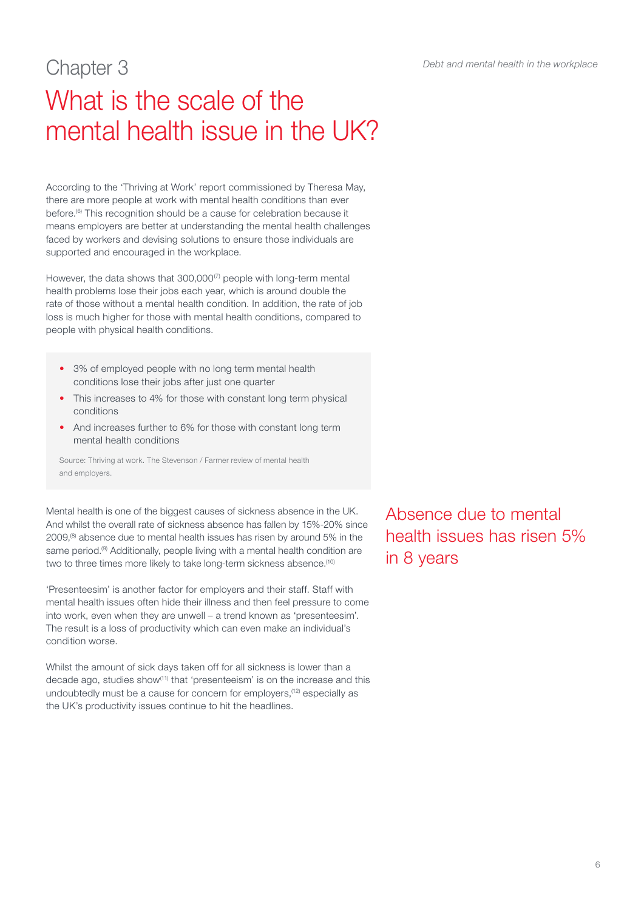Chapter 3

# What is the scale of the mental health issue in the UK?

According to the 'Thriving at Work' report commissioned by Theresa May, there are more people at work with mental health conditions than ever before.[6] This recognition should be a cause for celebration because it means employers are better at understanding the mental health challenges faced by workers and devising solutions to ensure those individuals are supported and encouraged in the workplace.

However, the data shows that 300,000[7] people with long-term mental health problems lose their jobs each year, which is around double the rate of those without a mental health condition. In addition, the rate of job loss is much higher for those with mental health conditions, compared to people with physical health conditions.

- 3% of employed people with no long term mental health conditions lose their jobs after just one quarter
- This increases to 4% for those with constant long term physical conditions
- And increases further to 6% for those with constant long term mental health conditions

Source: Thriving at work. The Stevenson / Farmer review of mental health and employers.

Mental health is one of the biggest causes of sickness absence in the UK. And whilst the overall rate of sickness absence has fallen by 15%-20% since 2009,[8] absence due to mental health issues has risen by around 5% in the same period.[9] Additionally, people living with a mental health condition are two to three times more likely to take long-term sickness absence.[10]

Absence due to mental health issues has risen 5% in 8 years

'Presenteesim' is another factor for employers and their staff. Staff with mental health issues often hide their illness and then feel pressure to come into work, even when they are unwell – a trend known as 'presenteesim'. The result is a loss of productivity which can even make an individual's condition worse.

Whilst the amount of sick days taken off for all sickness is lower than a decade ago, studies show[11] that 'presenteeism' is on the increase and this undoubtedly must be a cause for concern for employers,[12] especially as the UK's productivity issues continue to hit the headlines.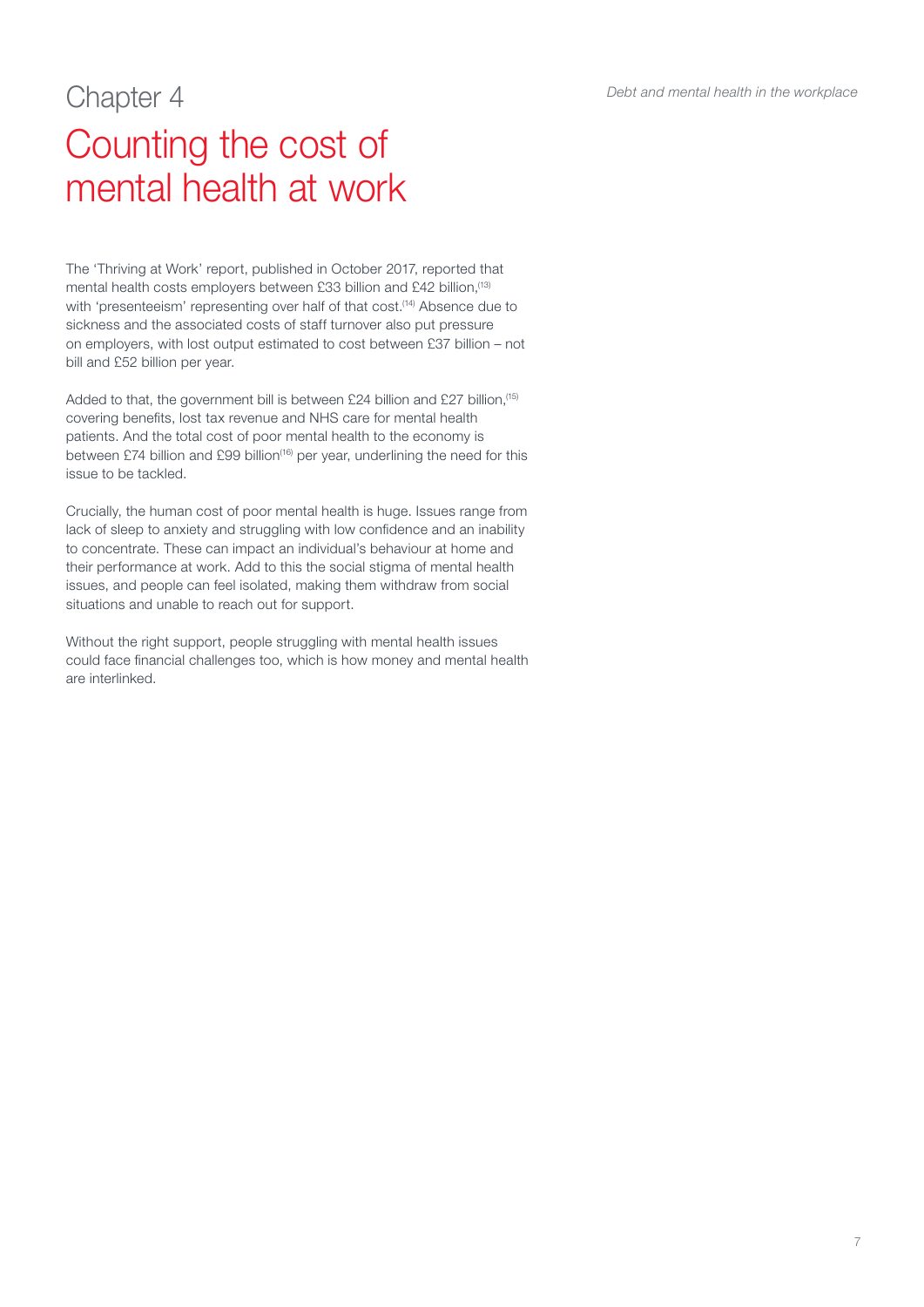Chapter 4

# Counting the cost of mental health at work

The 'Thriving at Work' report, published in October 2017, reported that mental health costs employers between £33 billion and £42 billion,[13] with 'presenteeism' representing over half of that cost.[14] Absence due to sickness and the associated costs of staff turnover also put pressure on employers, with lost output estimated to cost between £37 billion – not bill and £52 billion per year.

Added to that, the government bill is between £24 billion and £27 billion,[15] covering benefits, lost tax revenue and NHS care for mental health patients. And the total cost of poor mental health to the economy is between £74 billion and £99 billion[16] per year, underlining the need for this issue to be tackled.

Crucially, the human cost of poor mental health is huge. Issues range from lack of sleep to anxiety and struggling with low confidence and an inability to concentrate. These can impact an individual's behaviour at home and their performance at work. Add to this the social stigma of mental health issues, and people can feel isolated, making them withdraw from social situations and unable to reach out for support.

Without the right support, people struggling with mental health issues could face financial challenges too, which is how money and mental health are interlinked.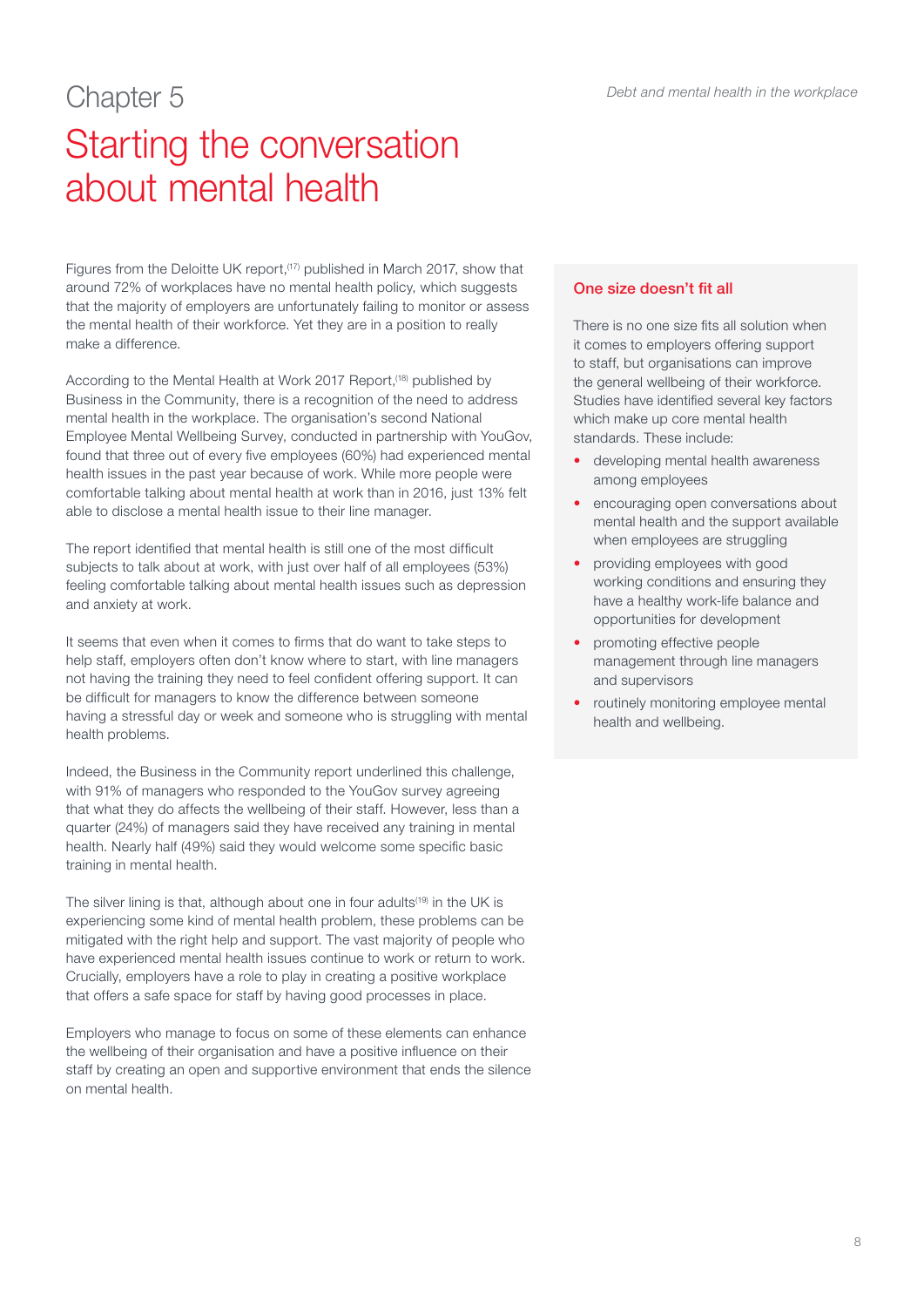Chapter 5

# Starting the conversation about mental health

Figures from the Deloitte UK report,[17] published in March 2017, show that around 72% of workplaces have no mental health policy, which suggests that the majority of employers are unfortunately failing to monitor or assess the mental health of their workforce. Yet they are in a position to really make a difference.

According to the Mental Health at Work 2017 Report,[18] published by Business in the Community, there is a recognition of the need to address mental health in the workplace. The organisation's second National Employee Mental Wellbeing Survey, conducted in partnership with YouGov, found that three out of every five employees (60%) had experienced mental health issues in the past year because of work. While more people were comfortable talking about mental health at work than in 2016, just 13% felt able to disclose a mental health issue to their line manager.

The report identified that mental health is still one of the most difficult subjects to talk about at work, with just over half of all employees (53%) feeling comfortable talking about mental health issues such as depression and anxiety at work.

It seems that even when it comes to firms that do want to take steps to help staff, employers often don't know where to start, with line managers not having the training they need to feel confident offering support. It can be difficult for managers to know the difference between someone having a stressful day or week and someone who is struggling with mental health problems.

Indeed, the Business in the Community report underlined this challenge, with 91% of managers who responded to the YouGov survey agreeing that what they do affects the wellbeing of their staff. However, less than a quarter (24%) of managers said they have received any training in mental health. Nearly half (49%) said they would welcome some specific basic training in mental health.

The silver lining is that, although about one in four adults[19] in the UK is experiencing some kind of mental health problem, these problems can be mitigated with the right help and support. The vast majority of people who have experienced mental health issues continue to work or return to work. Crucially, employers have a role to play in creating a positive workplace that offers a safe space for staff by having good processes in place.

Employers who manage to focus on some of these elements can enhance the wellbeing of their organisation and have a positive influence on their staff by creating an open and supportive environment that ends the silence on mental health.

## One size doesn't fit all

There is no one size fits all solution when it comes to employers offering support to staff, but organisations can improve the general wellbeing of their workforce. Studies have identified several key factors which make up core mental health standards. These include:

- developing mental health awareness among employees
- encouraging open conversations about mental health and the support available when employees are struggling
- providing employees with good working conditions and ensuring they have a healthy work-life balance and opportunities for development
- promoting effective people management through line managers and supervisors
- routinely monitoring employee mental health and wellbeing.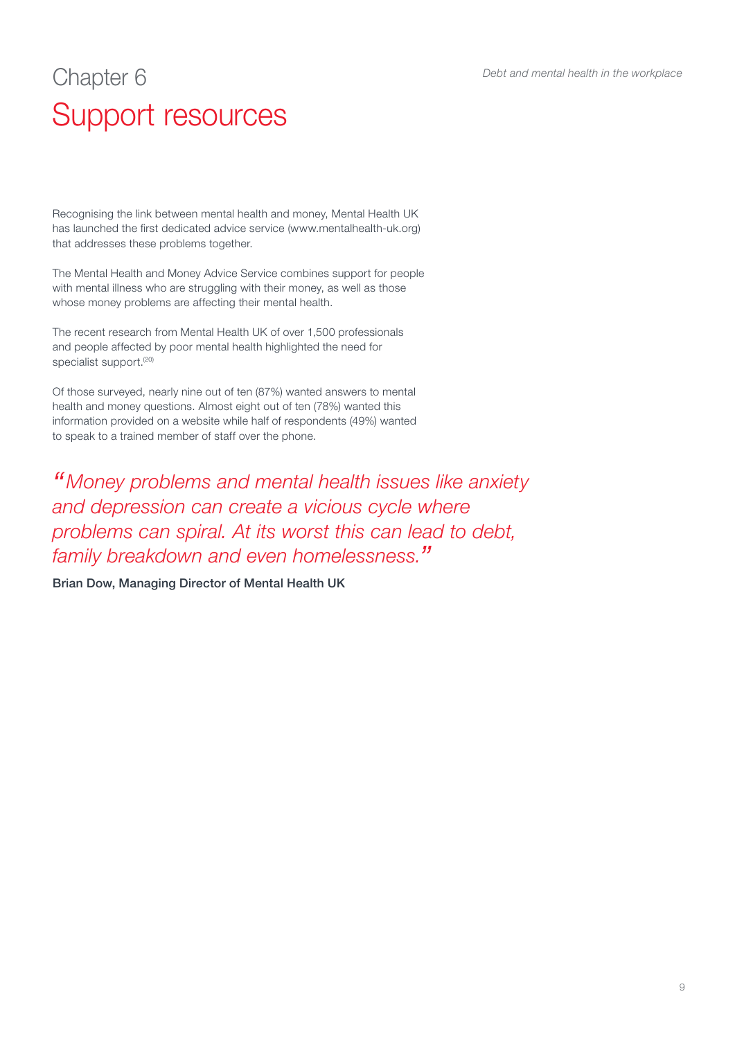# Chapter 6
## Support resources

Recognising the link between mental health and money, Mental Health UK has launched the first dedicated advice service (www.mentalhealth-uk.org) that addresses these problems together.

The Mental Health and Money Advice Service combines support for people with mental illness who are struggling with their money, as well as those whose money problems are affecting their mental health.

The recent research from Mental Health UK of over 1,500 professionals and people affected by poor mental health highlighted the need for specialist support.[20]

Of those surveyed, nearly nine out of ten (87%) wanted answers to mental health and money questions. Almost eight out of ten (78%) wanted this information provided on a website while half of respondents (49%) wanted to speak to a trained member of staff over the phone.

*"Money problems and mental health issues like anxiety and depression can create a vicious cycle where problems can spiral. At its worst this can lead to debt, family breakdown and even homelessness."*

**Brian Dow, Managing Director of Mental Health UK**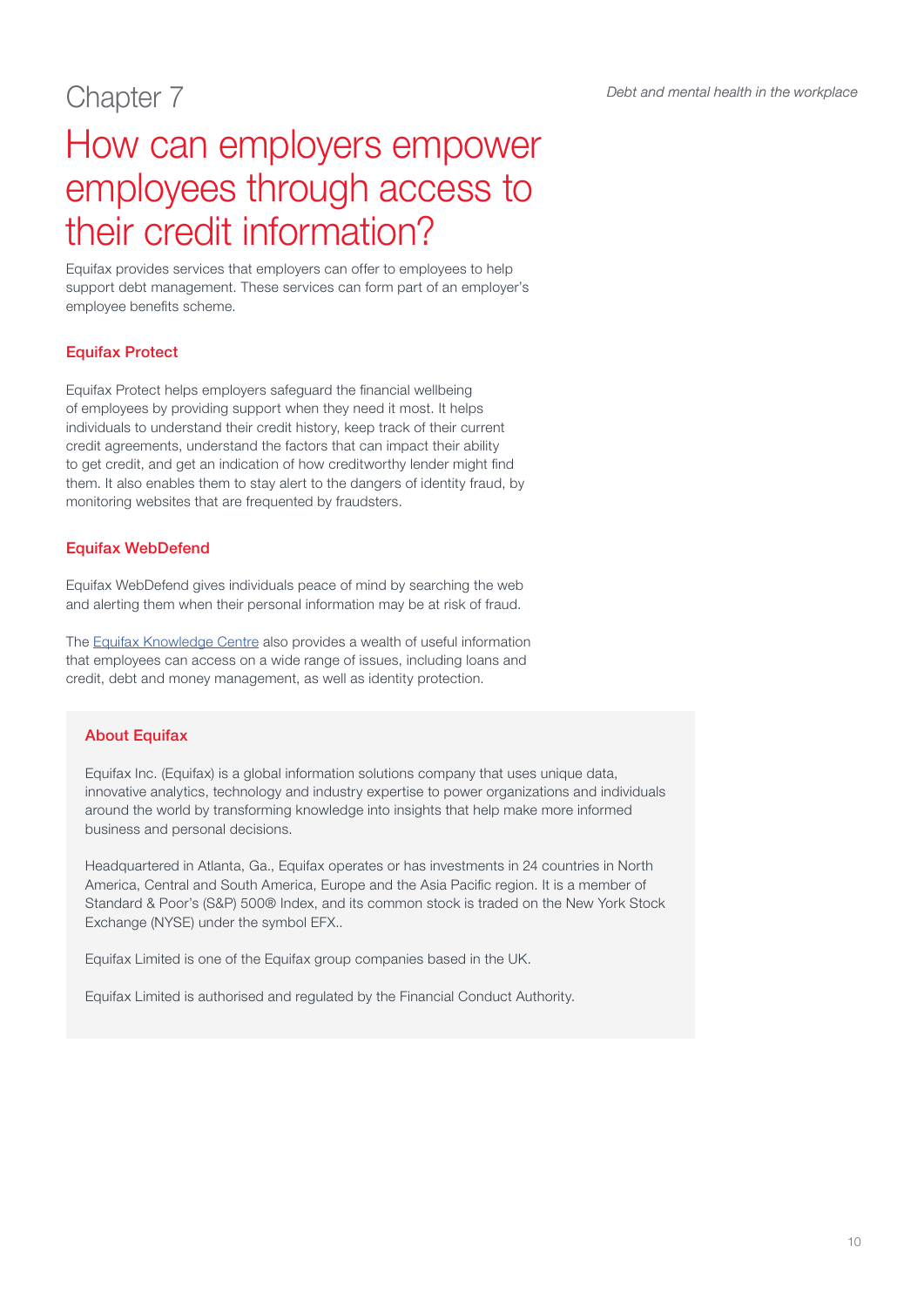Chapter 7

# How can employers empower employees through access to their credit information?

Equifax provides services that employers can offer to employees to help support debt management. These services can form part of an employer's employee benefits scheme.

## Equifax Protect

Equifax Protect helps employers safeguard the financial wellbeing of employees by providing support when they need it most. It helps individuals to understand their credit history, keep track of their current credit agreements, understand the factors that can impact their ability to get credit, and get an indication of how creditworthy lender might find them. It also enables them to stay alert to the dangers of identity fraud, by monitoring websites that are frequented by fraudsters.

## Equifax WebDefend

Equifax WebDefend gives individuals peace of mind by searching the web and alerting them when their personal information may be at risk of fraud.

The Equifax Knowledge Centre also provides a wealth of useful information that employees can access on a wide range of issues, including loans and credit, debt and money management, as well as identity protection.

## About Equifax

Equifax Inc. (Equifax) is a global information solutions company that uses unique data, innovative analytics, technology and industry expertise to power organizations and individuals around the world by transforming knowledge into insights that help make more informed business and personal decisions.

Headquartered in Atlanta, Ga., Equifax operates or has investments in 24 countries in North America, Central and South America, Europe and the Asia Pacific region. It is a member of Standard & Poor's (S&P) 500® Index, and its common stock is traded on the New York Stock Exchange (NYSE) under the symbol EFX..

Equifax Limited is one of the Equifax group companies based in the UK.

Equifax Limited is authorised and regulated by the Financial Conduct Authority.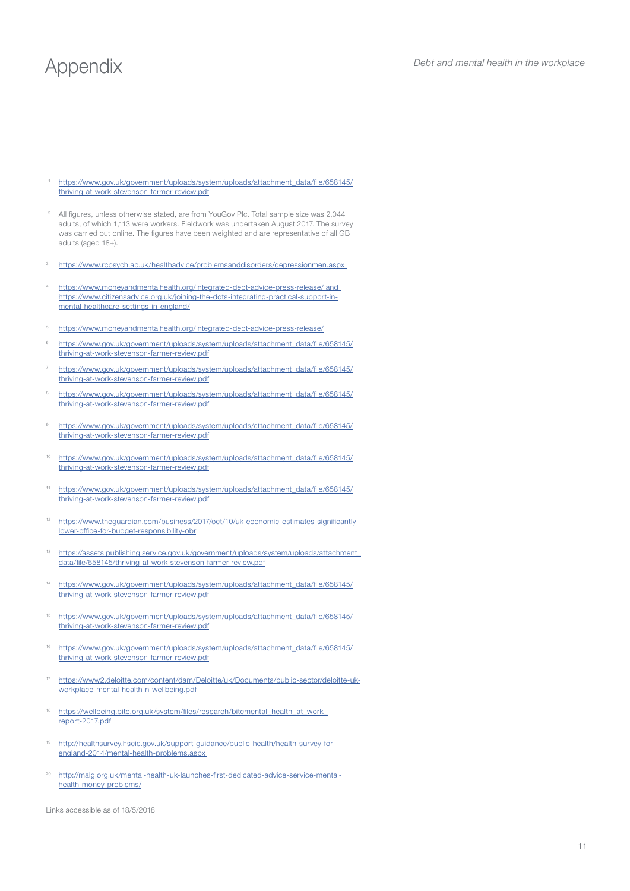# Appendix

1. https://www.gov.uk/government/uploads/system/uploads/attachment_data/file/658145/thriving-at-work-stevenson-farmer-review.pdf

2. All figures, unless otherwise stated, are from YouGov Plc. Total sample size was 2,044 adults, of which 1,113 were workers. Fieldwork was undertaken August 2017. The survey was carried out online. The figures have been weighted and are representative of all GB adults (aged 18+).

3. https://www.rcpsych.ac.uk/healthadvice/problemsanddisorders/depressionmen.aspx

4. https://www.moneyandmentalhealth.org/integrated-debt-advice-press-release/ and https://www.citizensadvice.org.uk/joining-the-dots-integrating-practical-support-in-mental-healthcare-settings-in-england/

5. https://www.moneyandmentalhealth.org/integrated-debt-advice-press-release/

6. https://www.gov.uk/government/uploads/system/uploads/attachment_data/file/658145/thriving-at-work-stevenson-farmer-review.pdf

7. https://www.gov.uk/government/uploads/system/uploads/attachment_data/file/658145/thriving-at-work-stevenson-farmer-review.pdf

8. https://www.gov.uk/government/uploads/system/uploads/attachment_data/file/658145/thriving-at-work-stevenson-farmer-review.pdf

9. https://www.gov.uk/government/uploads/system/uploads/attachment_data/file/658145/thriving-at-work-stevenson-farmer-review.pdf

10. https://www.gov.uk/government/uploads/system/uploads/attachment_data/file/658145/thriving-at-work-stevenson-farmer-review.pdf

11. https://www.gov.uk/government/uploads/system/uploads/attachment_data/file/658145/thriving-at-work-stevenson-farmer-review.pdf

12. https://www.theguardian.com/business/2017/oct/10/uk-economic-estimates-significantly-lower-office-for-budget-responsibility-obr

13. https://assets.publishing.service.gov.uk/government/uploads/system/uploads/attachment_data/file/658145/thriving-at-work-stevenson-farmer-review.pdf

14. https://www.gov.uk/government/uploads/system/uploads/attachment_data/file/658145/thriving-at-work-stevenson-farmer-review.pdf

15. https://www.gov.uk/government/uploads/system/uploads/attachment_data/file/658145/thriving-at-work-stevenson-farmer-review.pdf

16. https://www.gov.uk/government/uploads/system/uploads/attachment_data/file/658145/thriving-at-work-stevenson-farmer-review.pdf

17. https://www2.deloitte.com/content/dam/Deloitte/uk/Documents/public-sector/deloitte-uk-workplace-mental-health-n-wellbeing.pdf

18. https://wellbeing.bitc.org.uk/system/files/research/bitcmental_health_at_work_report-2017.pdf

19. http://healthsurvey.hscic.gov.uk/support-guidance/public-health/health-survey-for-england-2014/mental-health-problems.aspx

20. http://malg.org.uk/mental-health-uk-launches-first-dedicated-advice-service-mental-health-money-problems/

Links accessible as of 18/5/2018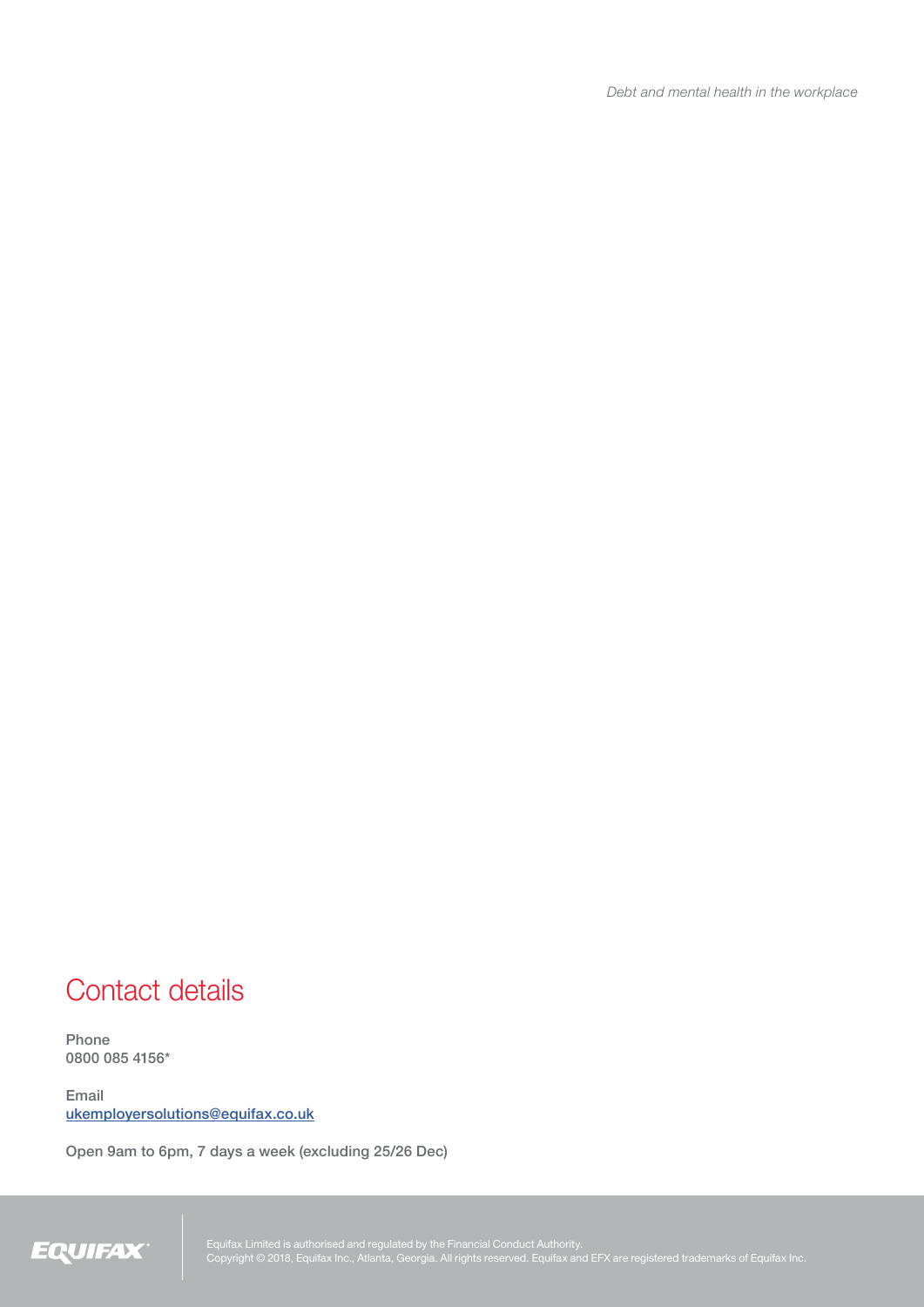## Contact details

Phone
0800 085 4156*

Email
ukemployersolutions@equifax.co.uk

Open 9am to 6pm, 7 days a week (excluding 25/26 Dec)

EQUIFAX

Equifax Limited is authorised and regulated by the Financial Conduct Authority.
Copyright © 2018, Equifax Inc., Atlanta, Georgia. All rights reserved. Equifax and EFX are registered trademarks of Equifax Inc.